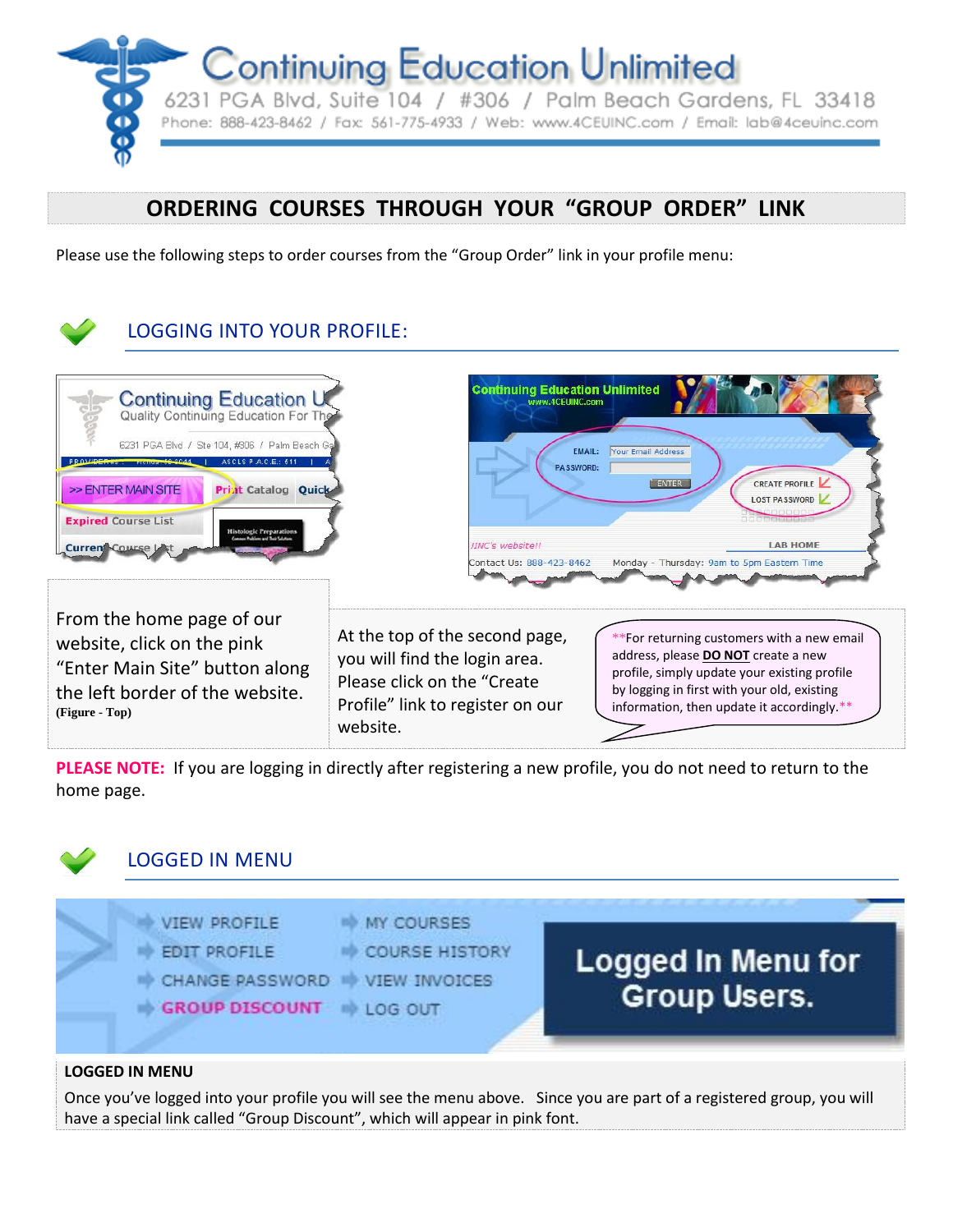# Continuing Education Unlimited

6231 PGA Blvd, Suite 104 / #306 / Palm Beach Gardens, FL 33418
Phone: 888-423-8462 / Fax: 561-775-4933 / Web: www.4CEUINC.com / Email: lab@4ceuinc.com

## ORDERING COURSES THROUGH YOUR "GROUP ORDER" LINK

Please use the following steps to order courses from the "Group Order" link in your profile menu:

### LOGGING INTO YOUR PROFILE:

From the home page of our website, click on the pink "Enter Main Site" button along the left border of the website. **(Figure - Top)**

At the top of the second page, you will find the login area. Please click on the "Create Profile" link to register on our website.

**For returning customers with a new email address, please **DO NOT** create a new profile, simply update your existing profile by logging in first with your old, existing information, then update it accordingly.**

**PLEASE NOTE:** If you are logging in directly after registering a new profile, you do not need to return to the home page.

### LOGGED IN MENU

**LOGGED IN MENU**

Once you've logged into your profile you will see the menu above. Since you are part of a registered group, you will have a special link called "Group Discount", which will appear in pink font.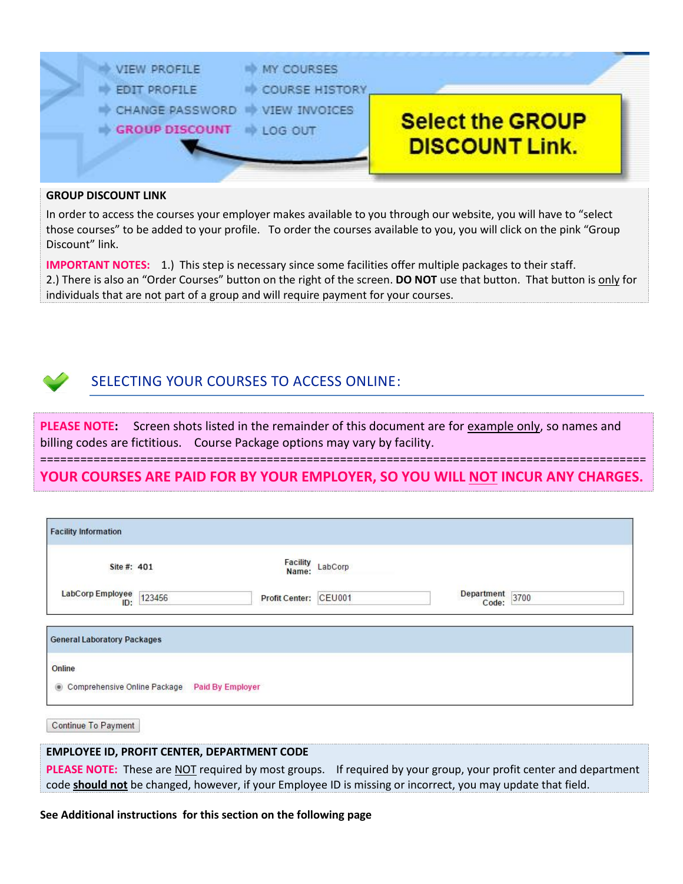VIEW PROFILE | MY COURSES
EDIT PROFILE | COURSE HISTORY
CHANGE PASSWORD | VIEW INVOICES
GROUP DISCOUNT | LOG OUT

**Select the GROUP DISCOUNT Link.**

**GROUP DISCOUNT LINK**

In order to access the courses your employer makes available to you through our website, you will have to "select those courses" to be added to your profile. To order the courses available to you, you will click on the pink "Group Discount" link.

**IMPORTANT NOTES:** 1.) This step is necessary since some facilities offer multiple packages to their staff.
2.) There is also an "Order Courses" button on the right of the screen. **DO NOT** use that button. That button is only for individuals that are not part of a group and will require payment for your courses.

## SELECTING YOUR COURSES TO ACCESS ONLINE:

**PLEASE NOTE:** Screen shots listed in the remainder of this document are for example only, so names and billing codes are fictitious. Course Package options may vary by facility.

==========================================================================================

**YOUR COURSES ARE PAID FOR BY YOUR EMPLOYER, SO YOU WILL NOT INCUR ANY CHARGES.**

**Facility Information**

| | | | | | |
|---|---|---|---|---|---|
| Site #: | 401 | Facility Name: | LabCorp | | |
| LabCorp Employee ID: | 123456 | Profit Center: | CEU001 | Department Code: | 3700 |

**General Laboratory Packages**

Online

- Comprehensive Online Package — Paid By Employer

Continue To Payment

**EMPLOYEE ID, PROFIT CENTER, DEPARTMENT CODE**

**PLEASE NOTE:** These are NOT required by most groups. If required by your group, your profit center and department code **should not** be changed, however, if your Employee ID is missing or incorrect, you may update that field.

**See Additional instructions for this section on the following page**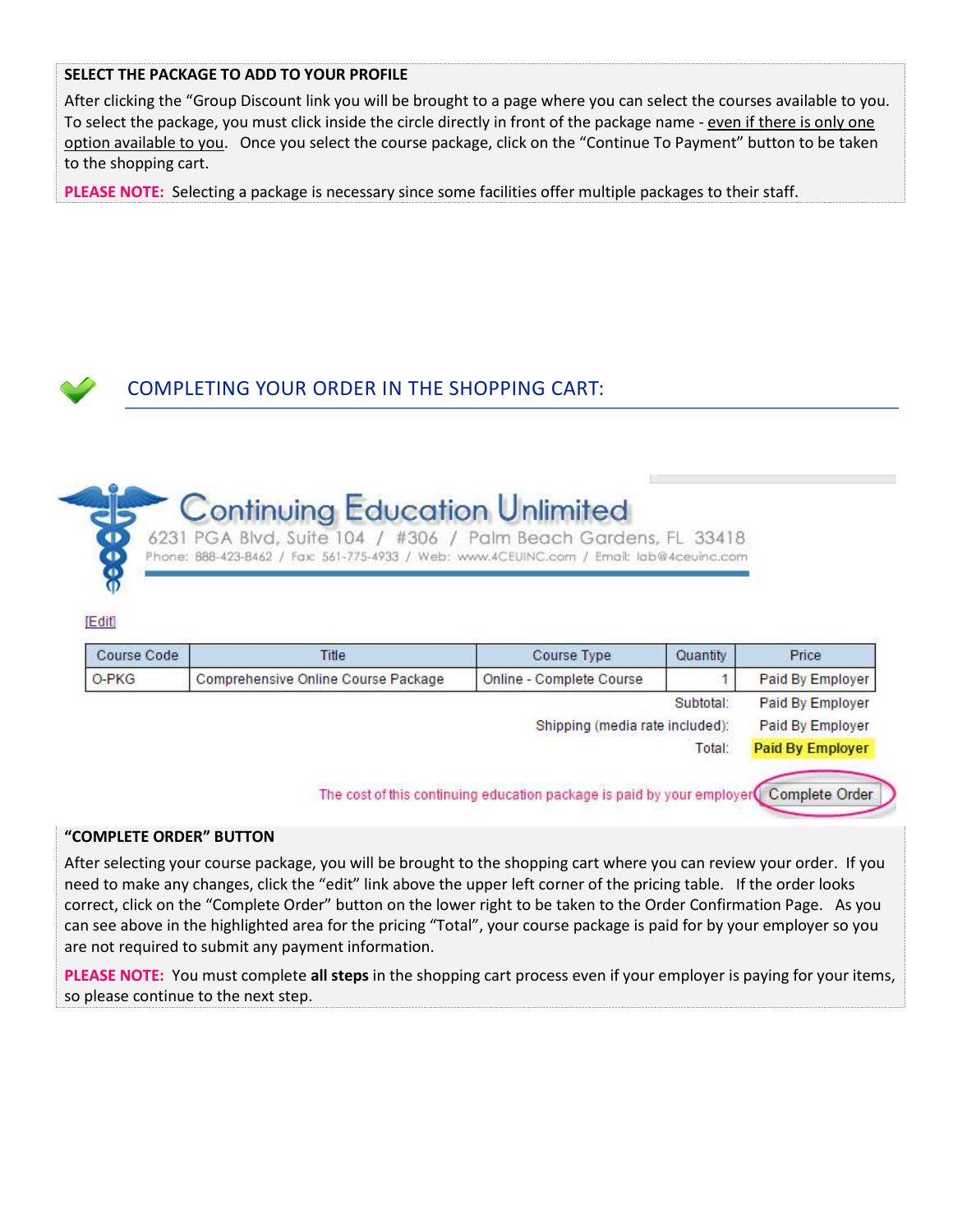**SELECT THE PACKAGE TO ADD TO YOUR PROFILE**

After clicking the "Group Discount link you will be brought to a page where you can select the courses available to you. To select the package, you must click inside the circle directly in front of the package name - <u>even if there is only one option available to you</u>. Once you select the course package, click on the "Continue To Payment" button to be taken to the shopping cart.

**PLEASE NOTE:** Selecting a package is necessary since some facilities offer multiple packages to their staff.

## COMPLETING YOUR ORDER IN THE SHOPPING CART:

**Continuing Education Unlimited**
6231 PGA Blvd, Suite 104 / #306 / Palm Beach Gardens, FL 33418
Phone: 888-423-8462 / Fax: 561-775-4933 / Web: www.4CEUINC.com / Email: lab@4ceuinc.com

[Edit]

| Course Code | Title | Course Type | Quantity | Price |
|---|---|---|---|---|
| O-PKG | Comprehensive Online Course Package | Online - Complete Course | 1 | Paid By Employer |
| | | | Subtotal: | Paid By Employer |
| | | | Shipping (media rate included): | Paid By Employer |
| | | | Total: | Paid By Employer |

The cost of this continuing education package is paid by your employer Complete Order

**"COMPLETE ORDER" BUTTON**

After selecting your course package, you will be brought to the shopping cart where you can review your order. If you need to make any changes, click the "edit" link above the upper left corner of the pricing table. If the order looks correct, click on the "Complete Order" button on the lower right to be taken to the Order Confirmation Page. As you can see above in the highlighted area for the pricing "Total", your course package is paid for by your employer so you are not required to submit any payment information.

**PLEASE NOTE:** You must complete **all steps** in the shopping cart process even if your employer is paying for your items, so please continue to the next step.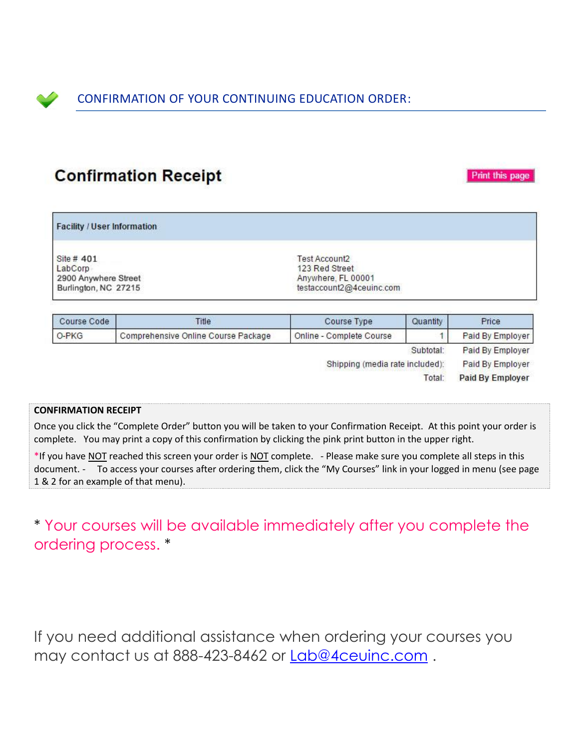## CONFIRMATION OF YOUR CONTINUING EDUCATION ORDER:

### Confirmation Receipt

Print this page

**Facility / User Information**

| | |
|---|---|
| Site # **401**<br>LabCorp<br>2900 Anywhere Street<br>Burlington, NC 27215 | Test Account2<br>123 Red Street<br>Anywhere, FL 00001<br>testaccount2@4ceuinc.com |

| Course Code | Title | Course Type | Quantity | Price |
|---|---|---|---|---|
| O-PKG | Comprehensive Online Course Package | Online - Complete Course | 1 | Paid By Employer |
| | | | Subtotal: | Paid By Employer |
| | | Shipping (media rate included): | | Paid By Employer |
| | | | Total: | **Paid By Employer** |

**CONFIRMATION RECEIPT**

Once you click the "Complete Order" button you will be taken to your Confirmation Receipt. At this point your order is complete. You may print a copy of this confirmation by clicking the pink print button in the upper right.

*If you have NOT reached this screen your order is NOT complete. - Please make sure you complete all steps in this document. - To access your courses after ordering them, click the "My Courses" link in your logged in menu (see page 1 & 2 for an example of that menu).

* Your courses will be available immediately after you complete the ordering process. *

If you need additional assistance when ordering your courses you may contact us at 888-423-8462 or Lab@4ceuinc.com .